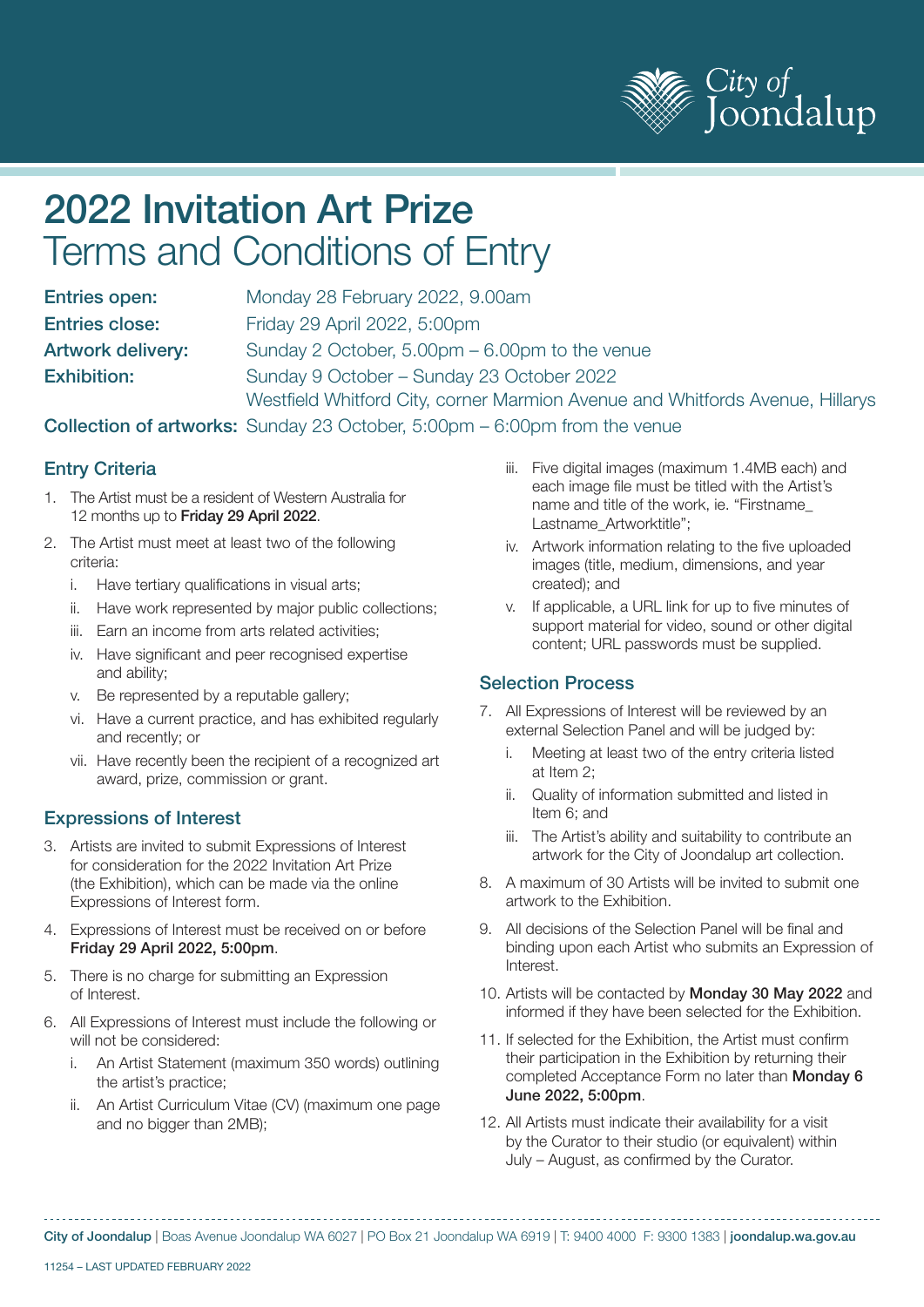# 2022 Invitation Art Prize
## Terms and Conditions of Entry

| | |
|---|---|
| **Entries open:** | Monday 28 February 2022, 9.00am |
| **Entries close:** | Friday 29 April 2022, 5:00pm |
| **Artwork delivery:** | Sunday 2 October, 5.00pm – 6.00pm to the venue |
| **Exhibition:** | Sunday 9 October – Sunday 23 October 2022<br>Westfield Whitford City, corner Marmion Avenue and Whitfords Avenue, Hillarys |
| **Collection of artworks:** | Sunday 23 October, 5:00pm – 6:00pm from the venue |

### Entry Criteria

1. The Artist must be a resident of Western Australia for 12 months up to **Friday 29 April 2022**.
2. The Artist must meet at least two of the following criteria:
   i. Have tertiary qualifications in visual arts;
   ii. Have work represented by major public collections;
   iii. Earn an income from arts related activities;
   iv. Have significant and peer recognised expertise and ability;
   v. Be represented by a reputable gallery;
   vi. Have a current practice, and has exhibited regularly and recently; or
   vii. Have recently been the recipient of a recognized art award, prize, commission or grant.

### Expressions of Interest

3. Artists are invited to submit Expressions of Interest for consideration for the 2022 Invitation Art Prize (the Exhibition), which can be made via the online Expressions of Interest form.
4. Expressions of Interest must be received on or before **Friday 29 April 2022, 5:00pm**.
5. There is no charge for submitting an Expression of Interest.
6. All Expressions of Interest must include the following or will not be considered:
   i. An Artist Statement (maximum 350 words) outlining the artist's practice;
   ii. An Artist Curriculum Vitae (CV) (maximum one page and no bigger than 2MB);
   iii. Five digital images (maximum 1.4MB each) and each image file must be titled with the Artist's name and title of the work, ie. "Firstname_ Lastname_Artworktitle";
   iv. Artwork information relating to the five uploaded images (title, medium, dimensions, and year created); and
   v. If applicable, a URL link for up to five minutes of support material for video, sound or other digital content; URL passwords must be supplied.

### Selection Process

7. All Expressions of Interest will be reviewed by an external Selection Panel and will be judged by:
   i. Meeting at least two of the entry criteria listed at Item 2;
   ii. Quality of information submitted and listed in Item 6; and
   iii. The Artist's ability and suitability to contribute an artwork for the City of Joondalup art collection.
8. A maximum of 30 Artists will be invited to submit one artwork to the Exhibition.
9. All decisions of the Selection Panel will be final and binding upon each Artist who submits an Expression of Interest.
10. Artists will be contacted by **Monday 30 May 2022** and informed if they have been selected for the Exhibition.
11. If selected for the Exhibition, the Artist must confirm their participation in the Exhibition by returning their completed Acceptance Form no later than **Monday 6 June 2022, 5:00pm**.
12. All Artists must indicate their availability for a visit by the Curator to their studio (or equivalent) within July – August, as confirmed by the Curator.

**City of Joondalup** | Boas Avenue Joondalup WA 6027 | PO Box 21 Joondalup WA 6919 | T: 9400 4000 F: 9300 1383 | **joondalup.wa.gov.au**

11254 – LAST UPDATED FEBRUARY 2022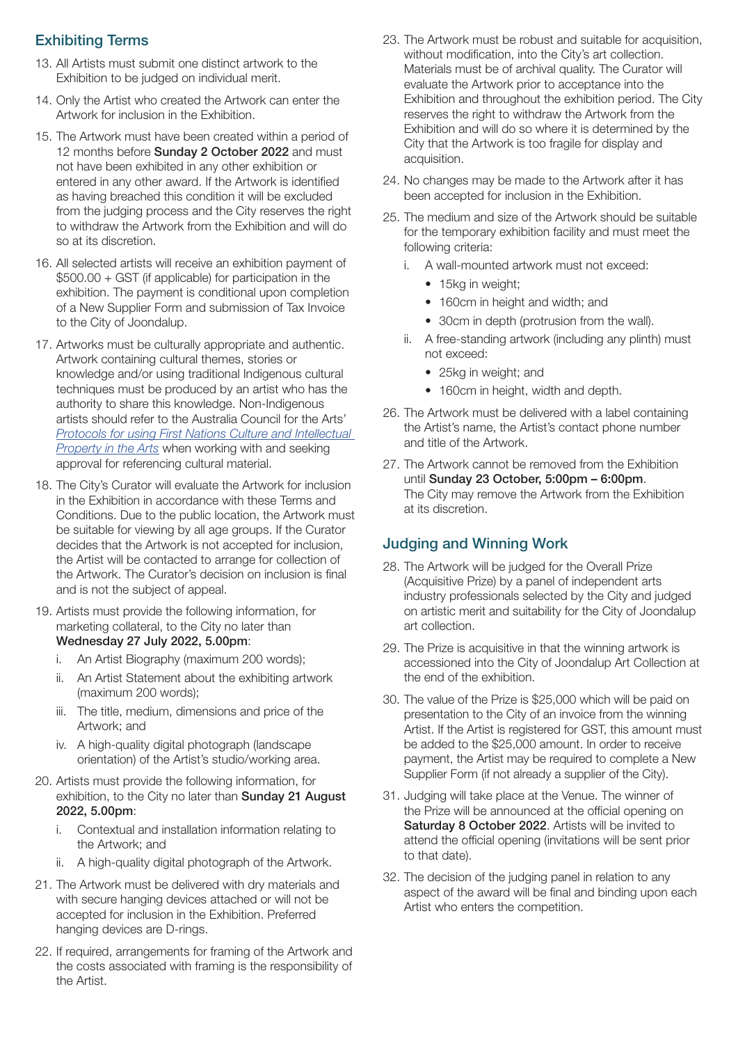## Exhibiting Terms

13. All Artists must submit one distinct artwork to the Exhibition to be judged on individual merit.
14. Only the Artist who created the Artwork can enter the Artwork for inclusion in the Exhibition.
15. The Artwork must have been created within a period of 12 months before **Sunday 2 October 2022** and must not have been exhibited in any other exhibition or entered in any other award. If the Artwork is identified as having breached this condition it will be excluded from the judging process and the City reserves the right to withdraw the Artwork from the Exhibition and will do so at its discretion.
16. All selected artists will receive an exhibition payment of $500.00 + GST (if applicable) for participation in the exhibition. The payment is conditional upon completion of a New Supplier Form and submission of Tax Invoice to the City of Joondalup.
17. Artworks must be culturally appropriate and authentic. Artwork containing cultural themes, stories or knowledge and/or using traditional Indigenous cultural techniques must be produced by an artist who has the authority to share this knowledge. Non-Indigenous artists should refer to the Australia Council for the Arts' *Protocols for using First Nations Culture and Intellectual Property in the Arts* when working with and seeking approval for referencing cultural material.
18. The City's Curator will evaluate the Artwork for inclusion in the Exhibition in accordance with these Terms and Conditions. Due to the public location, the Artwork must be suitable for viewing by all age groups. If the Curator decides that the Artwork is not accepted for inclusion, the Artist will be contacted to arrange for collection of the Artwork. The Curator's decision on inclusion is final and is not the subject of appeal.
19. Artists must provide the following information, for marketing collateral, to the City no later than **Wednesday 27 July 2022, 5.00pm**:
    i. An Artist Biography (maximum 200 words);
    ii. An Artist Statement about the exhibiting artwork (maximum 200 words);
    iii. The title, medium, dimensions and price of the Artwork; and
    iv. A high-quality digital photograph (landscape orientation) of the Artist's studio/working area.
20. Artists must provide the following information, for exhibition, to the City no later than **Sunday 21 August 2022, 5.00pm**:
    i. Contextual and installation information relating to the Artwork; and
    ii. A high-quality digital photograph of the Artwork.
21. The Artwork must be delivered with dry materials and with secure hanging devices attached or will not be accepted for inclusion in the Exhibition. Preferred hanging devices are D-rings.
22. If required, arrangements for framing of the Artwork and the costs associated with framing is the responsibility of the Artist.
23. The Artwork must be robust and suitable for acquisition, without modification, into the City's art collection. Materials must be of archival quality. The Curator will evaluate the Artwork prior to acceptance into the Exhibition and throughout the exhibition period. The City reserves the right to withdraw the Artwork from the Exhibition and will do so where it is determined by the City that the Artwork is too fragile for display and acquisition.
24. No changes may be made to the Artwork after it has been accepted for inclusion in the Exhibition.
25. The medium and size of the Artwork should be suitable for the temporary exhibition facility and must meet the following criteria:
    i. A wall-mounted artwork must not exceed:
       - 15kg in weight;
       - 160cm in height and width; and
       - 30cm in depth (protrusion from the wall).
    ii. A free-standing artwork (including any plinth) must not exceed:
       - 25kg in weight; and
       - 160cm in height, width and depth.
26. The Artwork must be delivered with a label containing the Artist's name, the Artist's contact phone number and title of the Artwork.
27. The Artwork cannot be removed from the Exhibition until **Sunday 23 October, 5:00pm – 6:00pm**. The City may remove the Artwork from the Exhibition at its discretion.

## Judging and Winning Work

28. The Artwork will be judged for the Overall Prize (Acquisitive Prize) by a panel of independent arts industry professionals selected by the City and judged on artistic merit and suitability for the City of Joondalup art collection.
29. The Prize is acquisitive in that the winning artwork is accessioned into the City of Joondalup Art Collection at the end of the exhibition.
30. The value of the Prize is $25,000 which will be paid on presentation to the City of an invoice from the winning Artist. If the Artist is registered for GST, this amount must be added to the $25,000 amount. In order to receive payment, the Artist may be required to complete a New Supplier Form (if not already a supplier of the City).
31. Judging will take place at the Venue. The winner of the Prize will be announced at the official opening on **Saturday 8 October 2022**. Artists will be invited to attend the official opening (invitations will be sent prior to that date).
32. The decision of the judging panel in relation to any aspect of the award will be final and binding upon each Artist who enters the competition.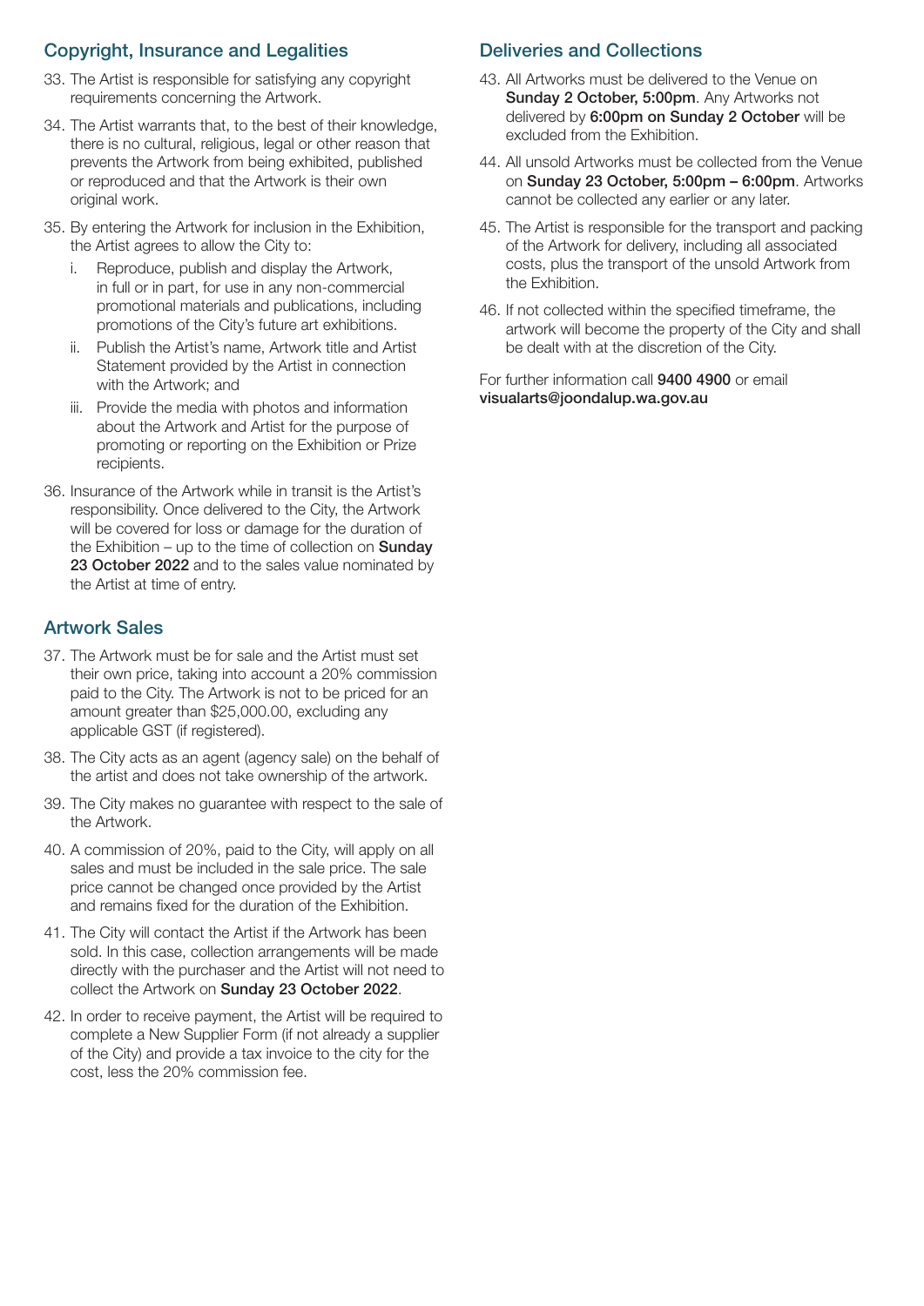## Copyright, Insurance and Legalities

33. The Artist is responsible for satisfying any copyright requirements concerning the Artwork.
34. The Artist warrants that, to the best of their knowledge, there is no cultural, religious, legal or other reason that prevents the Artwork from being exhibited, published or reproduced and that the Artwork is their own original work.
35. By entering the Artwork for inclusion in the Exhibition, the Artist agrees to allow the City to:
    i. Reproduce, publish and display the Artwork, in full or in part, for use in any non-commercial promotional materials and publications, including promotions of the City's future art exhibitions.
    ii. Publish the Artist's name, Artwork title and Artist Statement provided by the Artist in connection with the Artwork; and
    iii. Provide the media with photos and information about the Artwork and Artist for the purpose of promoting or reporting on the Exhibition or Prize recipients.
36. Insurance of the Artwork while in transit is the Artist's responsibility. Once delivered to the City, the Artwork will be covered for loss or damage for the duration of the Exhibition – up to the time of collection on **Sunday 23 October 2022** and to the sales value nominated by the Artist at time of entry.

## Artwork Sales

37. The Artwork must be for sale and the Artist must set their own price, taking into account a 20% commission paid to the City. The Artwork is not to be priced for an amount greater than $25,000.00, excluding any applicable GST (if registered).
38. The City acts as an agent (agency sale) on the behalf of the artist and does not take ownership of the artwork.
39. The City makes no guarantee with respect to the sale of the Artwork.
40. A commission of 20%, paid to the City, will apply on all sales and must be included in the sale price. The sale price cannot be changed once provided by the Artist and remains fixed for the duration of the Exhibition.
41. The City will contact the Artist if the Artwork has been sold. In this case, collection arrangements will be made directly with the purchaser and the Artist will not need to collect the Artwork on **Sunday 23 October 2022**.
42. In order to receive payment, the Artist will be required to complete a New Supplier Form (if not already a supplier of the City) and provide a tax invoice to the city for the cost, less the 20% commission fee.

## Deliveries and Collections

43. All Artworks must be delivered to the Venue on **Sunday 2 October, 5:00pm**. Any Artworks not delivered by **6:00pm on Sunday 2 October** will be excluded from the Exhibition.
44. All unsold Artworks must be collected from the Venue on **Sunday 23 October, 5:00pm – 6:00pm**. Artworks cannot be collected any earlier or any later.
45. The Artist is responsible for the transport and packing of the Artwork for delivery, including all associated costs, plus the transport of the unsold Artwork from the Exhibition.
46. If not collected within the specified timeframe, the artwork will become the property of the City and shall be dealt with at the discretion of the City.

For further information call **9400 4900** or email **visualarts@joondalup.wa.gov.au**